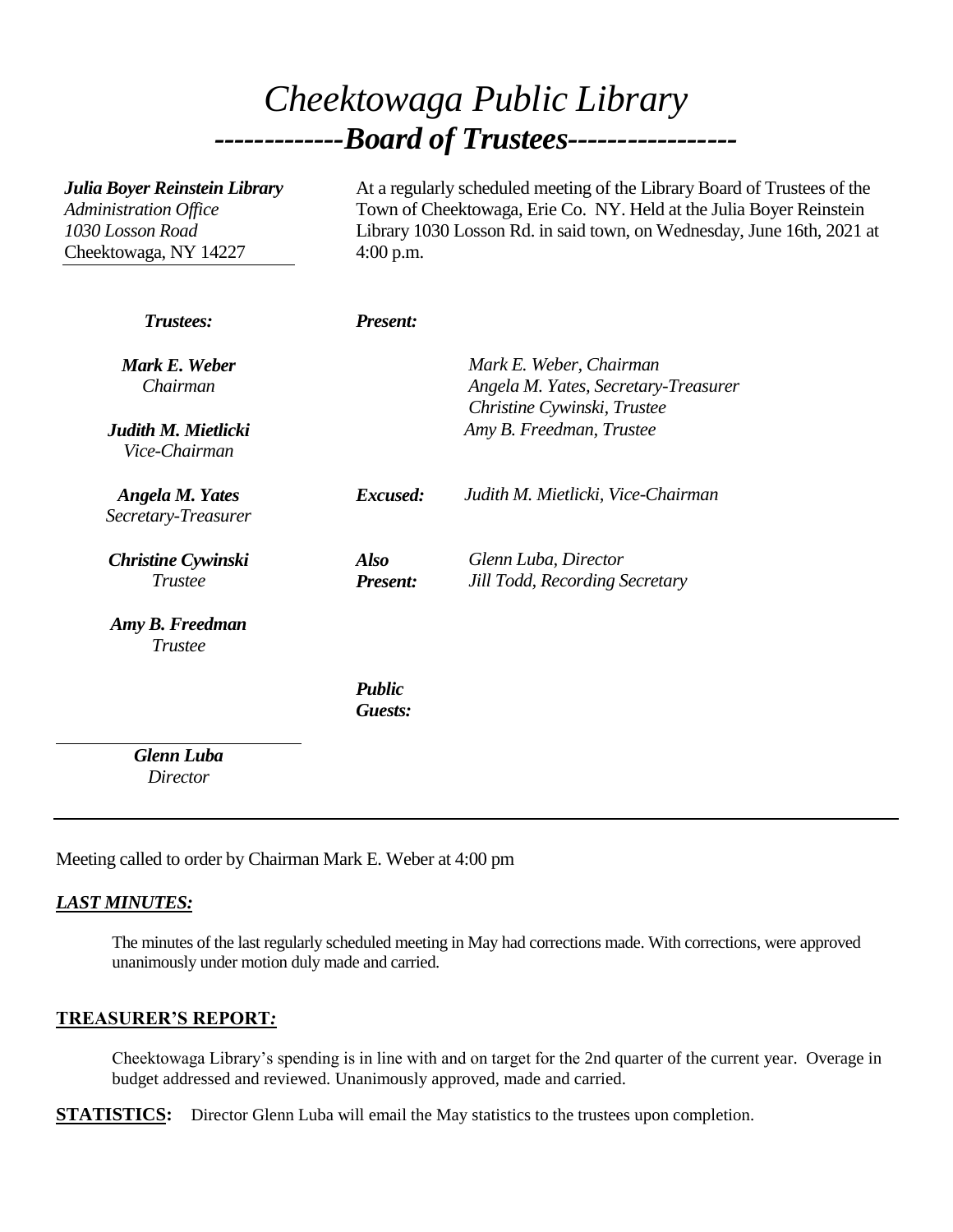# *Cheektowaga Public Library*

## *-------------Board of Trustees-----------------*

***Julia Boyer Reinstein Library***
*Administration Office*
*1030 Losson Road*
Cheektowaga, NY 14227

At a regularly scheduled meeting of the Library Board of Trustees of the Town of Cheektowaga, Erie Co. NY. Held at the Julia Boyer Reinstein Library 1030 Losson Rd. in said town, on Wednesday, June 16th, 2021 at 4:00 p.m.

***Trustees:***

***Mark E. Weber***
*Chairman*

***Judith M. Mietlicki***
*Vice-Chairman*

***Angela M. Yates***
*Secretary-Treasurer*

***Christine Cywinski***
*Trustee*

***Amy B. Freedman***
*Trustee*

***Glenn Luba***
*Director*

***Present:***
*Mark E. Weber, Chairman*
*Angela M. Yates, Secretary-Treasurer*
*Christine Cywinski, Trustee*
*Amy B. Freedman, Trustee*

***Excused:*** *Judith M. Mietlicki, Vice-Chairman*

***Also Present:***
*Glenn Luba, Director*
*Jill Todd, Recording Secretary*

***Public Guests:***

---

Meeting called to order by Chairman Mark E. Weber at 4:00 pm

***LAST MINUTES:***

The minutes of the last regularly scheduled meeting in May had corrections made. With corrections, were approved unanimously under motion duly made and carried.

**TREASURER'S REPORT*:***

Cheektowaga Library's spending is in line with and on target for the 2nd quarter of the current year. Overage in budget addressed and reviewed. Unanimously approved, made and carried.

**STATISTICS:** Director Glenn Luba will email the May statistics to the trustees upon completion.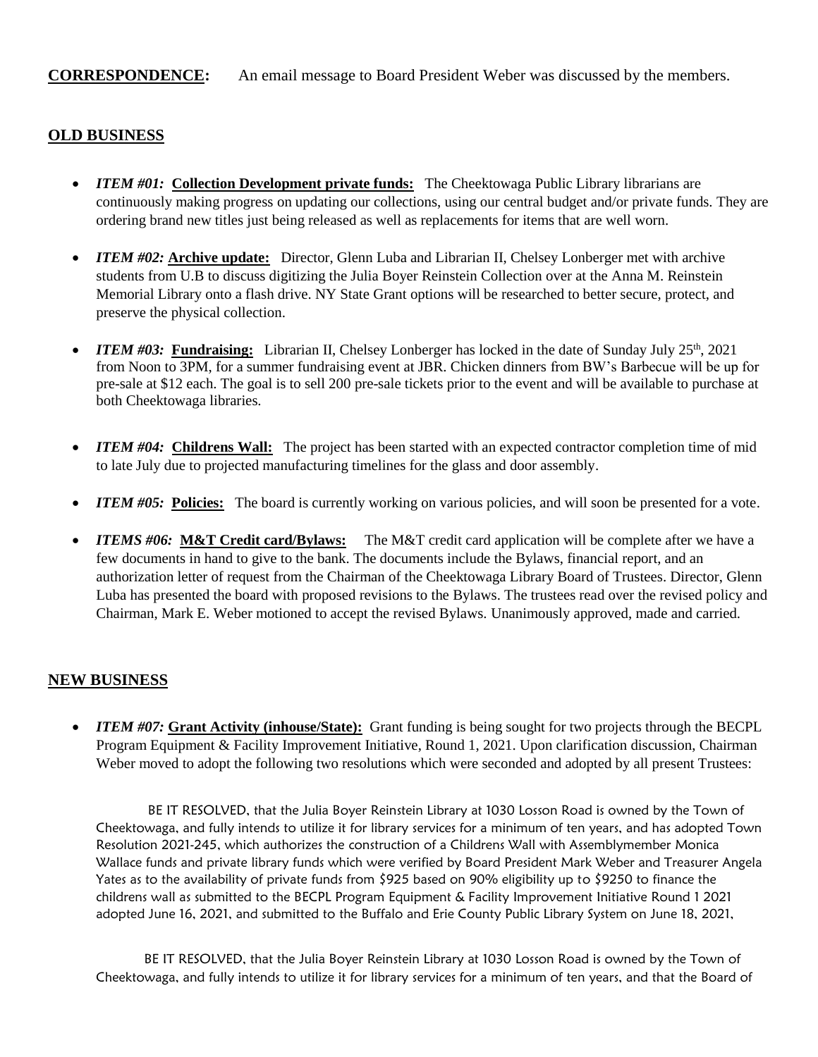**CORRESPONDENCE:** An email message to Board President Weber was discussed by the members.

## OLD BUSINESS

- ***ITEM #01:*** **Collection Development private funds:** The Cheektowaga Public Library librarians are continuously making progress on updating our collections, using our central budget and/or private funds. They are ordering brand new titles just being released as well as replacements for items that are well worn.

- ***ITEM #02:*** **Archive update:** Director, Glenn Luba and Librarian II, Chelsey Lonberger met with archive students from U.B to discuss digitizing the Julia Boyer Reinstein Collection over at the Anna M. Reinstein Memorial Library onto a flash drive. NY State Grant options will be researched to better secure, protect, and preserve the physical collection.

- ***ITEM #03:*** **Fundraising:** Librarian II, Chelsey Lonberger has locked in the date of Sunday July 25th, 2021 from Noon to 3PM, for a summer fundraising event at JBR. Chicken dinners from BW's Barbecue will be up for pre-sale at $12 each. The goal is to sell 200 pre-sale tickets prior to the event and will be available to purchase at both Cheektowaga libraries.

- ***ITEM #04:*** **Childrens Wall:** The project has been started with an expected contractor completion time of mid to late July due to projected manufacturing timelines for the glass and door assembly.

- ***ITEM #05:*** **Policies:** The board is currently working on various policies, and will soon be presented for a vote.

- ***ITEMS #06:*** **M&T Credit card/Bylaws:** The M&T credit card application will be complete after we have a few documents in hand to give to the bank. The documents include the Bylaws, financial report, and an authorization letter of request from the Chairman of the Cheektowaga Library Board of Trustees. Director, Glenn Luba has presented the board with proposed revisions to the Bylaws. The trustees read over the revised policy and Chairman, Mark E. Weber motioned to accept the revised Bylaws. Unanimously approved, made and carried.

## NEW BUSINESS

- ***ITEM #07:*** **Grant Activity (inhouse/State):** Grant funding is being sought for two projects through the BECPL Program Equipment & Facility Improvement Initiative, Round 1, 2021. Upon clarification discussion, Chairman Weber moved to adopt the following two resolutions which were seconded and adopted by all present Trustees:

BE IT RESOLVED, that the Julia Boyer Reinstein Library at 1030 Losson Road is owned by the Town of Cheektowaga, and fully intends to utilize it for library services for a minimum of ten years, and has adopted Town Resolution 2021-245, which authorizes the construction of a Childrens Wall with Assemblymember Monica Wallace funds and private library funds which were verified by Board President Mark Weber and Treasurer Angela Yates as to the availability of private funds from $925 based on 90% eligibility up to $9250 to finance the childrens wall as submitted to the BECPL Program Equipment & Facility Improvement Initiative Round 1 2021 adopted June 16, 2021, and submitted to the Buffalo and Erie County Public Library System on June 18, 2021,

BE IT RESOLVED, that the Julia Boyer Reinstein Library at 1030 Losson Road is owned by the Town of Cheektowaga, and fully intends to utilize it for library services for a minimum of ten years, and that the Board of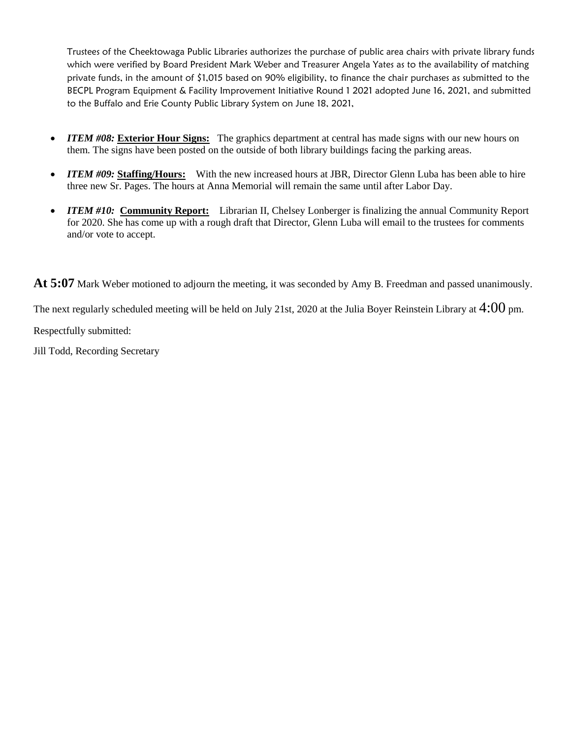Trustees of the Cheektowaga Public Libraries authorizes the purchase of public area chairs with private library funds which were verified by Board President Mark Weber and Treasurer Angela Yates as to the availability of matching private funds, in the amount of $1,015 based on 90% eligibility, to finance the chair purchases as submitted to the BECPL Program Equipment & Facility Improvement Initiative Round 1 2021 adopted June 16, 2021, and submitted to the Buffalo and Erie County Public Library System on June 18, 2021,

- ***ITEM #08:*** **Exterior Hour Signs:** The graphics department at central has made signs with our new hours on them. The signs have been posted on the outside of both library buildings facing the parking areas.
- ***ITEM #09:*** **Staffing/Hours:** With the new increased hours at JBR, Director Glenn Luba has been able to hire three new Sr. Pages. The hours at Anna Memorial will remain the same until after Labor Day.
- ***ITEM #10:*** **Community Report:** Librarian II, Chelsey Lonberger is finalizing the annual Community Report for 2020. She has come up with a rough draft that Director, Glenn Luba will email to the trustees for comments and/or vote to accept.

**At 5:07** Mark Weber motioned to adjourn the meeting, it was seconded by Amy B. Freedman and passed unanimously.

The next regularly scheduled meeting will be held on July 21st, 2020 at the Julia Boyer Reinstein Library at 4:00 pm.

Respectfully submitted:

Jill Todd, Recording Secretary